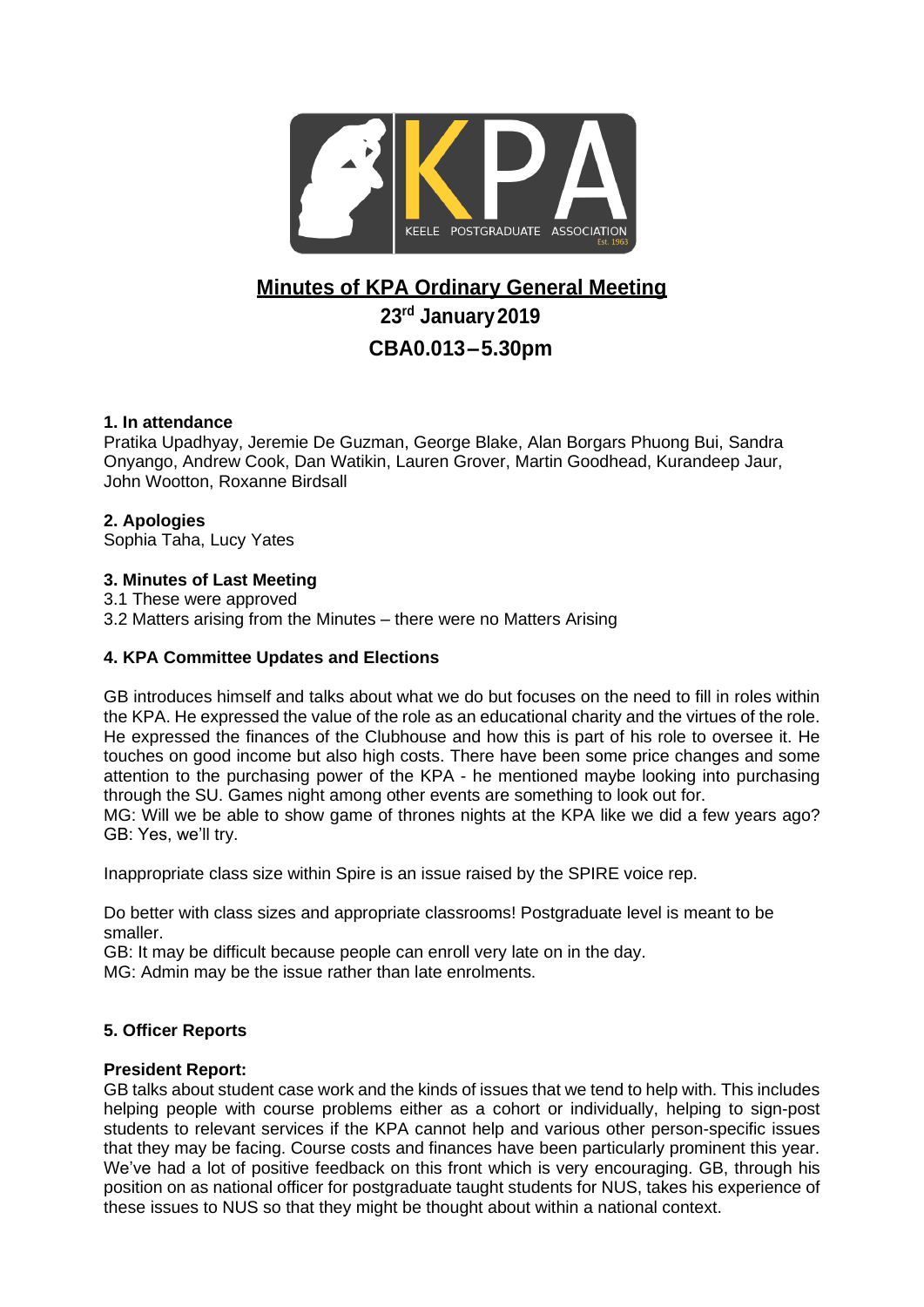KEELE POSTGRADUATE ASSOCIATION

# Minutes of KPA Ordinary General Meeting

## 23rd January 2019

## CBA0.013 – 5.30pm

### 1. In attendance

Pratika Upadhyay, Jeremie De Guzman, George Blake, Alan Borgars Phuong Bui, Sandra Onyango, Andrew Cook, Dan Watikin, Lauren Grover, Martin Goodhead, Kurandeep Jaur, John Wootton, Roxanne Birdsall

### 2. Apologies

Sophia Taha, Lucy Yates

### 3. Minutes of Last Meeting

3.1 These were approved

3.2 Matters arising from the Minutes – there were no Matters Arising

### 4. KPA Committee Updates and Elections

GB introduces himself and talks about what we do but focuses on the need to fill in roles within the KPA. He expressed the value of the role as an educational charity and the virtues of the role. He expressed the finances of the Clubhouse and how this is part of his role to oversee it. He touches on good income but also high costs. There have been some price changes and some attention to the purchasing power of the KPA - he mentioned maybe looking into purchasing through the SU. Games night among other events are something to look out for.

MG: Will we be able to show game of thrones nights at the KPA like we did a few years ago?

GB: Yes, we'll try.

Inappropriate class size within Spire is an issue raised by the SPIRE voice rep.

Do better with class sizes and appropriate classrooms! Postgraduate level is meant to be smaller.

GB: It may be difficult because people can enroll very late on in the day.

MG: Admin may be the issue rather than late enrolments.

### 5. Officer Reports

**President Report:**

GB talks about student case work and the kinds of issues that we tend to help with. This includes helping people with course problems either as a cohort or individually, helping to sign-post students to relevant services if the KPA cannot help and various other person-specific issues that they may be facing. Course costs and finances have been particularly prominent this year. We've had a lot of positive feedback on this front which is very encouraging. GB, through his position on as national officer for postgraduate taught students for NUS, takes his experience of these issues to NUS so that they might be thought about within a national context.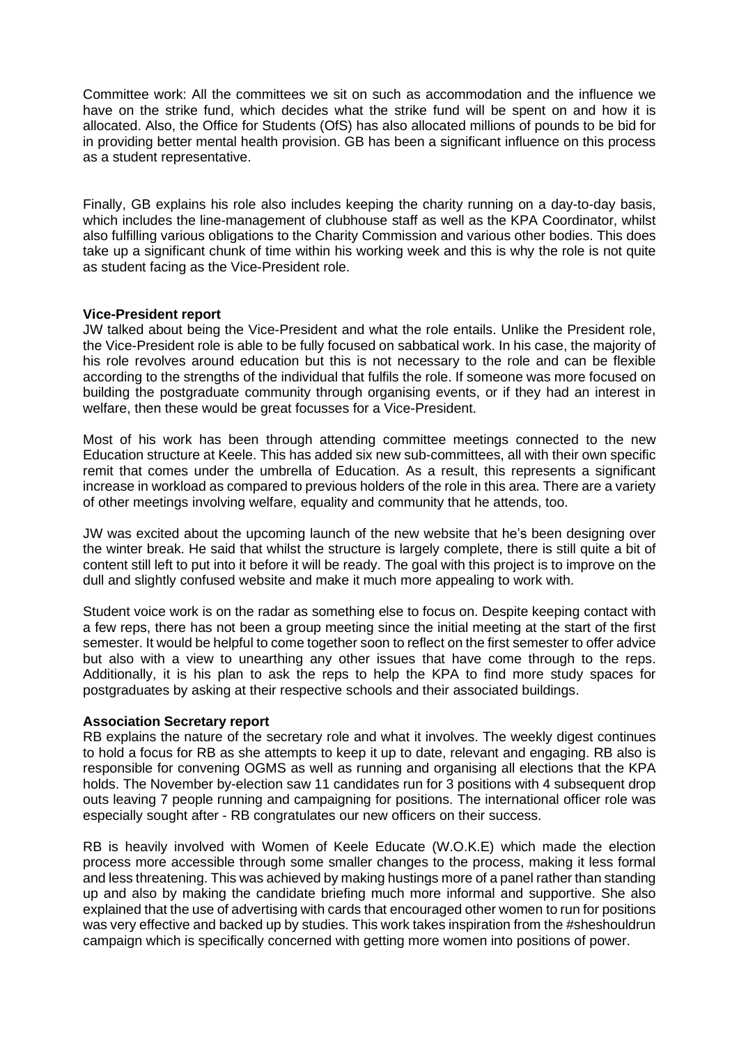Committee work: All the committees we sit on such as accommodation and the influence we have on the strike fund, which decides what the strike fund will be spent on and how it is allocated. Also, the Office for Students (OfS) has also allocated millions of pounds to be bid for in providing better mental health provision. GB has been a significant influence on this process as a student representative.

Finally, GB explains his role also includes keeping the charity running on a day-to-day basis, which includes the line-management of clubhouse staff as well as the KPA Coordinator, whilst also fulfilling various obligations to the Charity Commission and various other bodies. This does take up a significant chunk of time within his working week and this is why the role is not quite as student facing as the Vice-President role.

**Vice-President report**

JW talked about being the Vice-President and what the role entails. Unlike the President role, the Vice-President role is able to be fully focused on sabbatical work. In his case, the majority of his role revolves around education but this is not necessary to the role and can be flexible according to the strengths of the individual that fulfils the role. If someone was more focused on building the postgraduate community through organising events, or if they had an interest in welfare, then these would be great focusses for a Vice-President.

Most of his work has been through attending committee meetings connected to the new Education structure at Keele. This has added six new sub-committees, all with their own specific remit that comes under the umbrella of Education. As a result, this represents a significant increase in workload as compared to previous holders of the role in this area. There are a variety of other meetings involving welfare, equality and community that he attends, too.

JW was excited about the upcoming launch of the new website that he's been designing over the winter break. He said that whilst the structure is largely complete, there is still quite a bit of content still left to put into it before it will be ready. The goal with this project is to improve on the dull and slightly confused website and make it much more appealing to work with.

Student voice work is on the radar as something else to focus on. Despite keeping contact with a few reps, there has not been a group meeting since the initial meeting at the start of the first semester. It would be helpful to come together soon to reflect on the first semester to offer advice but also with a view to unearthing any other issues that have come through to the reps. Additionally, it is his plan to ask the reps to help the KPA to find more study spaces for postgraduates by asking at their respective schools and their associated buildings.

**Association Secretary report**

RB explains the nature of the secretary role and what it involves. The weekly digest continues to hold a focus for RB as she attempts to keep it up to date, relevant and engaging. RB also is responsible for convening OGMS as well as running and organising all elections that the KPA holds. The November by-election saw 11 candidates run for 3 positions with 4 subsequent drop outs leaving 7 people running and campaigning for positions. The international officer role was especially sought after - RB congratulates our new officers on their success.

RB is heavily involved with Women of Keele Educate (W.O.K.E) which made the election process more accessible through some smaller changes to the process, making it less formal and less threatening. This was achieved by making hustings more of a panel rather than standing up and also by making the candidate briefing much more informal and supportive. She also explained that the use of advertising with cards that encouraged other women to run for positions was very effective and backed up by studies. This work takes inspiration from the #sheshouldrun campaign which is specifically concerned with getting more women into positions of power.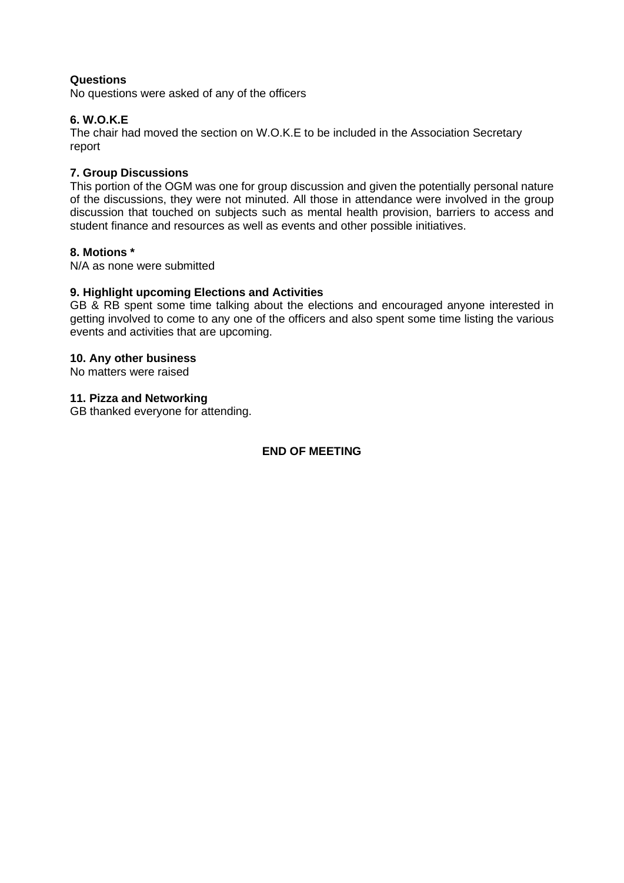**Questions**
No questions were asked of any of the officers

**6. W.O.K.E**
The chair had moved the section on W.O.K.E to be included in the Association Secretary report

**7. Group Discussions**
This portion of the OGM was one for group discussion and given the potentially personal nature of the discussions, they were not minuted. All those in attendance were involved in the group discussion that touched on subjects such as mental health provision, barriers to access and student finance and resources as well as events and other possible initiatives.

**8. Motions ***
N/A as none were submitted

**9. Highlight upcoming Elections and Activities**
GB & RB spent some time talking about the elections and encouraged anyone interested in getting involved to come to any one of the officers and also spent some time listing the various events and activities that are upcoming.

**10. Any other business**
No matters were raised

**11. Pizza and Networking**
GB thanked everyone for attending.

**END OF MEETING**